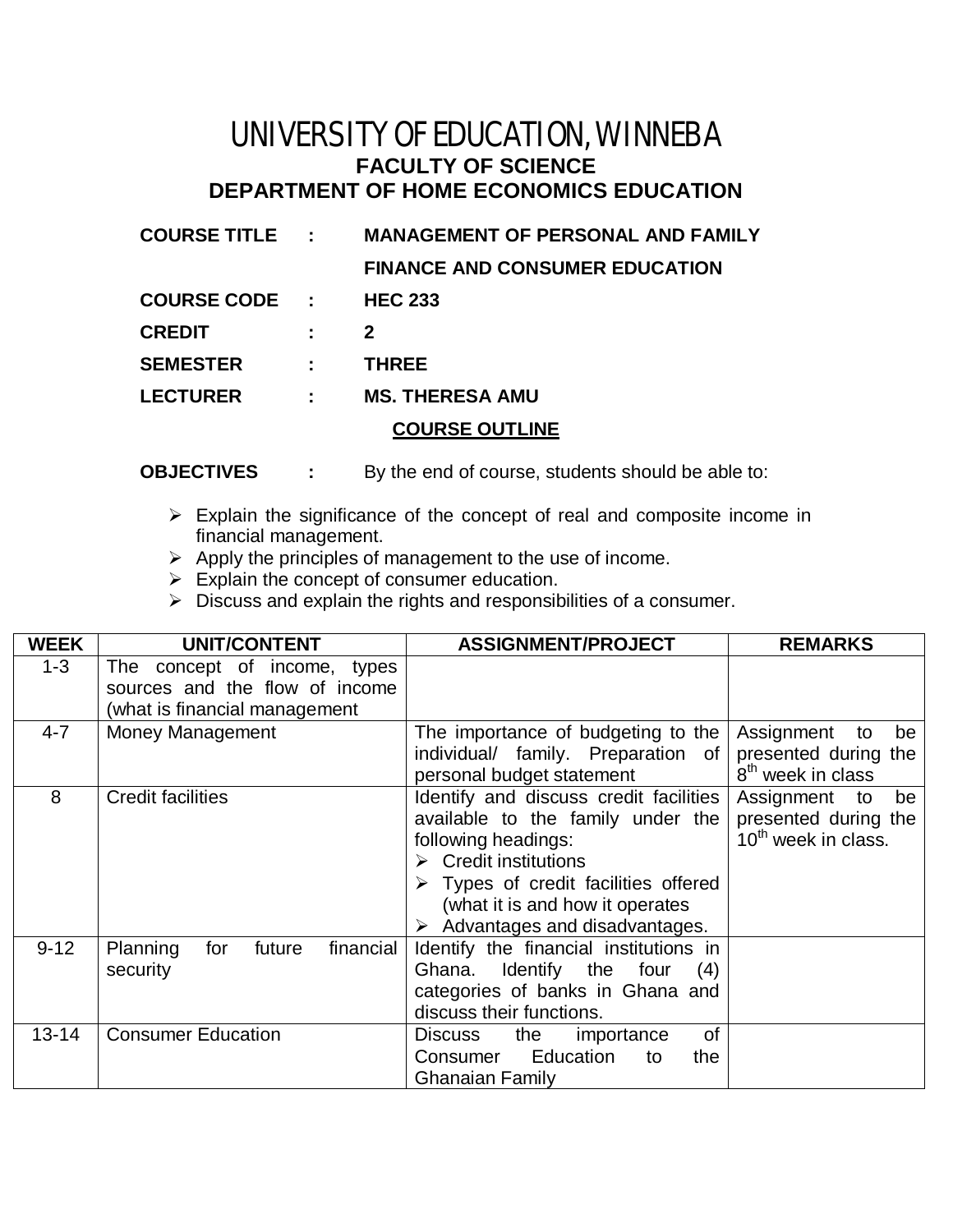# UNIVERSITY OF EDUCATION, WINNEBA

## FACULTY OF SCIENCE

## DEPARTMENT OF HOME ECONOMICS EDUCATION

**COURSE TITLE : MANAGEMENT OF PERSONAL AND FAMILY FINANCE AND CONSUMER EDUCATION**

**COURSE CODE : HEC 233**

**CREDIT : 2**

**SEMESTER : THREE**

**LECTURER : MS. THERESA AMU**

**COURSE OUTLINE**

**OBJECTIVES :** By the end of course, students should be able to:

- Explain the significance of the concept of real and composite income in financial management.
- Apply the principles of management to the use of income.
- Explain the concept of consumer education.
- Discuss and explain the rights and responsibilities of a consumer.

| WEEK | UNIT/CONTENT | ASSIGNMENT/PROJECT | REMARKS |
|---|---|---|---|
| 1-3 | The concept of income, types sources and the flow of income (what is financial management | | |
| 4-7 | Money Management | The importance of budgeting to the individual/ family. Preparation of personal budget statement | Assignment to be presented during the 8th week in class |
| 8 | Credit facilities | Identify and discuss credit facilities available to the family under the following headings:<br>➢ Credit institutions<br>➢ Types of credit facilities offered (what it is and how it operates<br>➢ Advantages and disadvantages. | Assignment to be presented during the 10th week in class. |
| 9-12 | Planning for future financial security | Identify the financial institutions in Ghana. Identify the four (4) categories of banks in Ghana and discuss their functions. | |
| 13-14 | Consumer Education | Discuss the importance of Consumer Education to the Ghanaian Family | |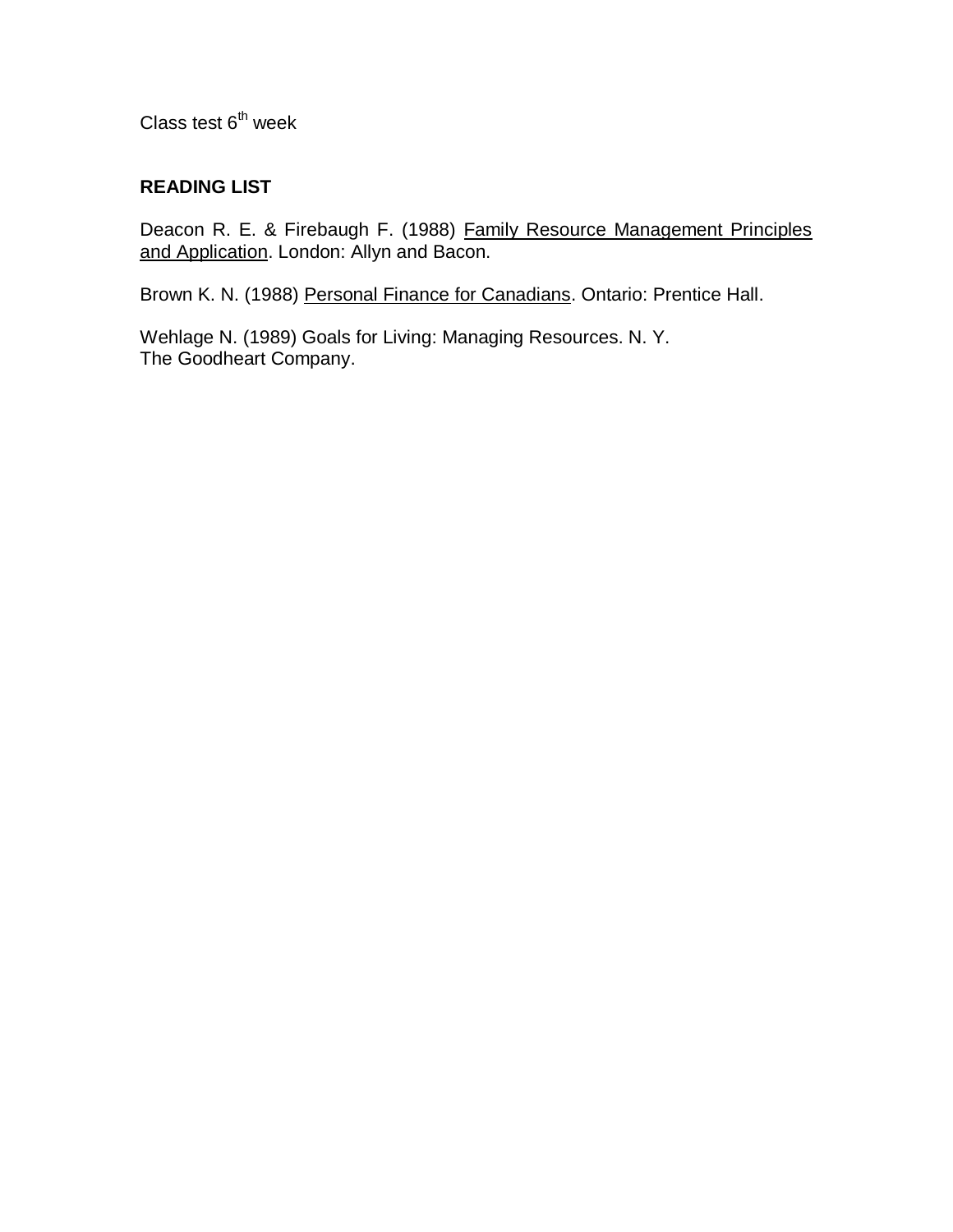Class test 6th week

**READING LIST**

Deacon R. E. & Firebaugh F. (1988) Family Resource Management Principles and Application. London: Allyn and Bacon.

Brown K. N. (1988) Personal Finance for Canadians. Ontario: Prentice Hall.

Wehlage N. (1989) Goals for Living: Managing Resources. N. Y.
The Goodheart Company.